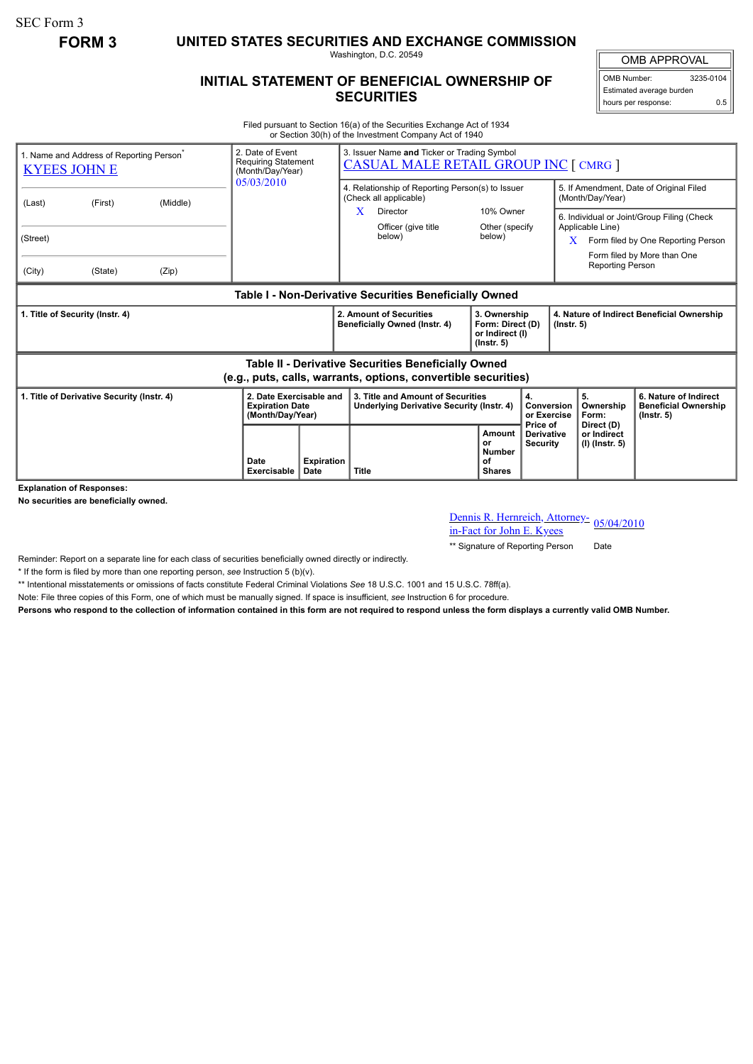SEC Form 3

**FORM 3**

# UNITED STATES SECURITIES AND EXCHANGE COMMISSION

Washington, D.C. 20549

## INITIAL STATEMENT OF BENEFICIAL OWNERSHIP OF SECURITIES

| OMB APPROVAL | |
|---|---|
| OMB Number: | 3235-0104 |
| Estimated average burden | |
| hours per response: | 0.5 |

Filed pursuant to Section 16(a) of the Securities Exchange Act of 1934 or Section 30(h) of the Investment Company Act of 1940

| 1. Name and Address of Reporting Person* | 2. Date of Event Requiring Statement (Month/Day/Year) | 3. Issuer Name and Ticker or Trading Symbol |
|---|---|---|
| KYEES JOHN E | 05/03/2010 | CASUAL MALE RETAIL GROUP INC [ CMRG ] |
| (Last) (First) (Middle) | | 4. Relationship of Reporting Person(s) to Issuer (Check all applicable) X Director; 10% Owner; Officer (give title below); Other (specify below) |
| (Street) | | 5. If Amendment, Date of Original Filed (Month/Day/Year) |
| (City) (State) (Zip) | | 6. Individual or Joint/Group Filing (Check Applicable Line) X Form filed by One Reporting Person; Form filed by More than One Reporting Person |

**Table I - Non-Derivative Securities Beneficially Owned**

| 1. Title of Security (Instr. 4) | 2. Amount of Securities Beneficially Owned (Instr. 4) | 3. Ownership Form: Direct (D) or Indirect (I) (Instr. 5) | 4. Nature of Indirect Beneficial Ownership (Instr. 5) |
|---|---|---|---|

**Table II - Derivative Securities Beneficially Owned (e.g., puts, calls, warrants, options, convertible securities)**

| 1. Title of Derivative Security (Instr. 4) | 2. Date Exercisable and Expiration Date (Month/Day/Year) | | 3. Title and Amount of Securities Underlying Derivative Security (Instr. 4) | | 4. Conversion or Exercise Price of Derivative Security | 5. Ownership Form: Direct (D) or Indirect (I) (Instr. 5) | 6. Nature of Indirect Beneficial Ownership (Instr. 5) |
|---|---|---|---|---|---|---|---|
| | Date Exercisable | Expiration Date | Title | Amount or Number of Shares | | | |

**Explanation of Responses:**

**No securities are beneficially owned.**

Dennis R. Hernreich, Attorney-in-Fact for John E. Kyees 05/04/2010

** Signature of Reporting Person Date

Reminder: Report on a separate line for each class of securities beneficially owned directly or indirectly.

* If the form is filed by more than one reporting person, *see* Instruction 5 (b)(v).

** Intentional misstatements or omissions of facts constitute Federal Criminal Violations *See* 18 U.S.C. 1001 and 15 U.S.C. 78ff(a).

Note: File three copies of this Form, one of which must be manually signed. If space is insufficient, *see* Instruction 6 for procedure.

**Persons who respond to the collection of information contained in this form are not required to respond unless the form displays a currently valid OMB Number.**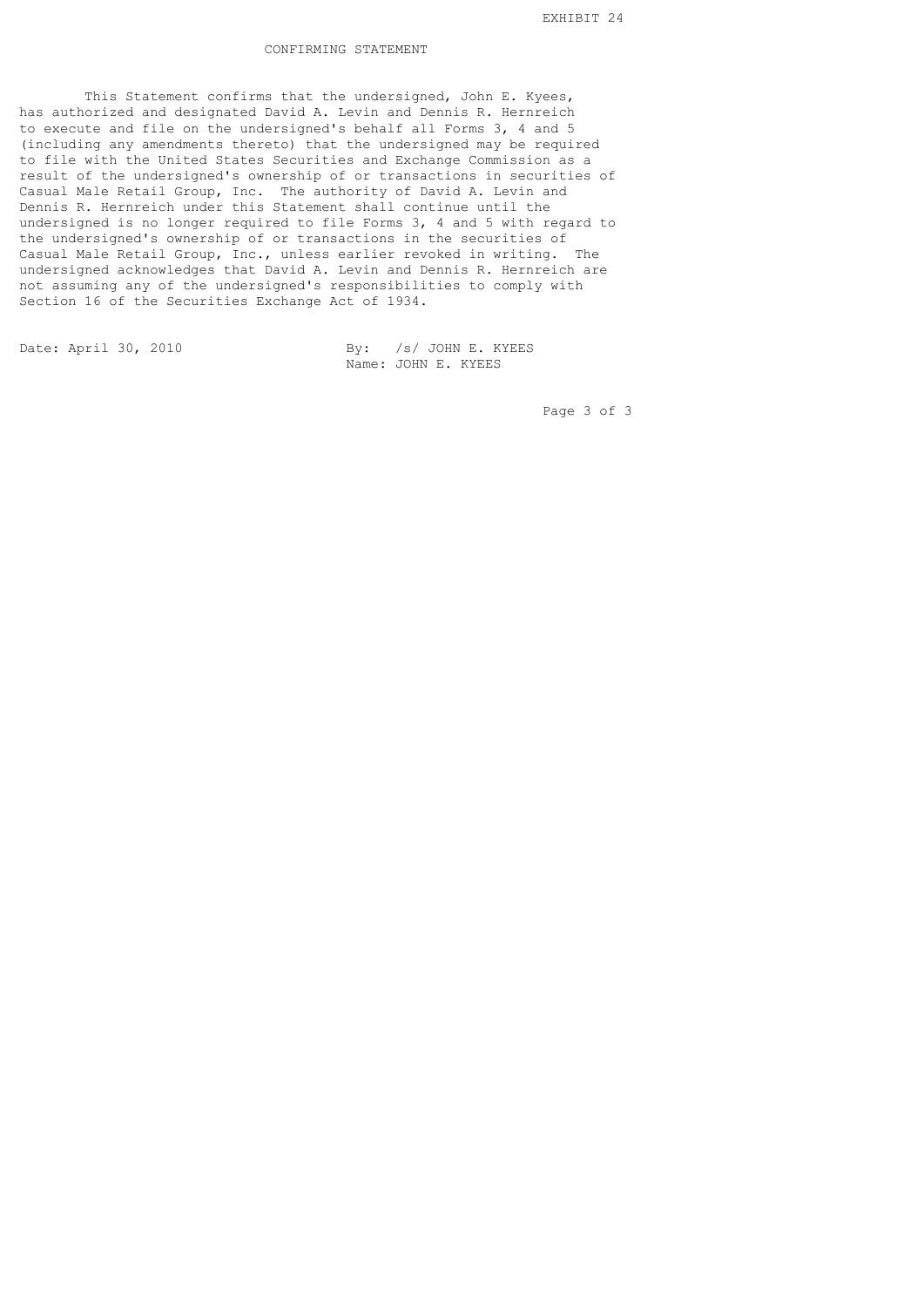EXHIBIT 24

# CONFIRMING STATEMENT

This Statement confirms that the undersigned, John E. Kyees, has authorized and designated David A. Levin and Dennis R. Hernreich to execute and file on the undersigned's behalf all Forms 3, 4 and 5 (including any amendments thereto) that the undersigned may be required to file with the United States Securities and Exchange Commission as a result of the undersigned's ownership of or transactions in securities of Casual Male Retail Group, Inc. The authority of David A. Levin and Dennis R. Hernreich under this Statement shall continue until the undersigned is no longer required to file Forms 3, 4 and 5 with regard to the undersigned's ownership of or transactions in the securities of Casual Male Retail Group, Inc., unless earlier revoked in writing. The undersigned acknowledges that David A. Levin and Dennis R. Hernreich are not assuming any of the undersigned's responsibilities to comply with Section 16 of the Securities Exchange Act of 1934.

Date: April 30, 2010

By: /s/ JOHN E. KYEES
Name: JOHN E. KYEES